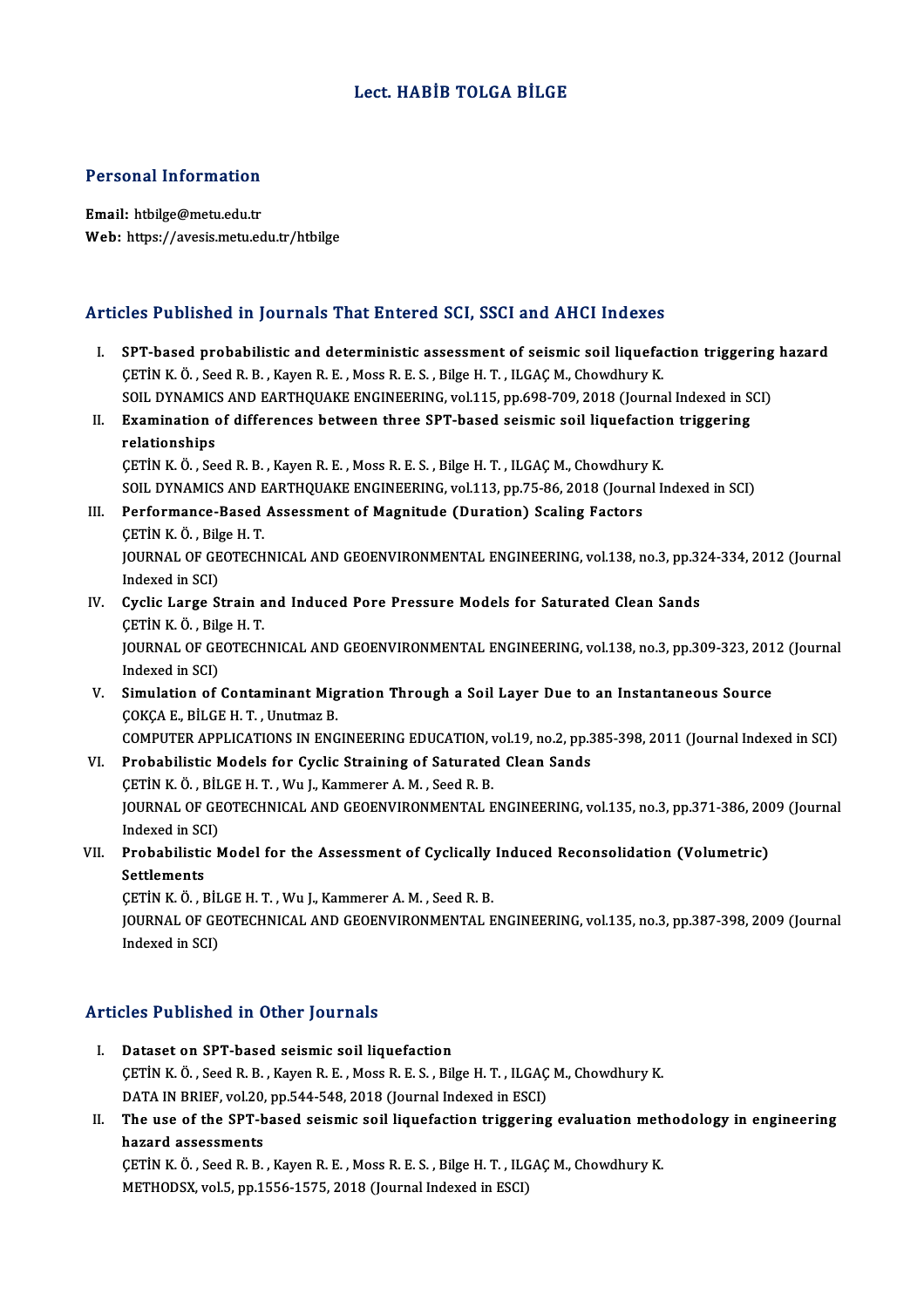# Lect. HABİB TOLGA BİLGE

## Personal Information

**Email:** htbilge@metu.edu.tr
**Web:** https://avesis.metu.edu.tr/htbilge

## Articles Published in Journals That Entered SCI, SSCI and AHCI Indexes

I. **SPT-based probabilistic and deterministic assessment of seismic soil liquefaction triggering hazard**
ÇETİN K. Ö. , Seed R. B. , Kayen R. E. , Moss R. E. S. , Bilge H. T. , ILGAÇ M., Chowdhury K.
SOIL DYNAMICS AND EARTHQUAKE ENGINEERING, vol.115, pp.698-709, 2018 (Journal Indexed in SCI)

II. **Examination of differences between three SPT-based seismic soil liquefaction triggering relationships**
ÇETİN K. Ö. , Seed R. B. , Kayen R. E. , Moss R. E. S. , Bilge H. T. , ILGAÇ M., Chowdhury K.
SOIL DYNAMICS AND EARTHQUAKE ENGINEERING, vol.113, pp.75-86, 2018 (Journal Indexed in SCI)

III. **Performance-Based Assessment of Magnitude (Duration) Scaling Factors**
ÇETİN K. Ö. , Bilge H. T.
JOURNAL OF GEOTECHNICAL AND GEOENVIRONMENTAL ENGINEERING, vol.138, no.3, pp.324-334, 2012 (Journal Indexed in SCI)

IV. **Cyclic Large Strain and Induced Pore Pressure Models for Saturated Clean Sands**
ÇETİN K. Ö. , Bilge H. T.
JOURNAL OF GEOTECHNICAL AND GEOENVIRONMENTAL ENGINEERING, vol.138, no.3, pp.309-323, 2012 (Journal Indexed in SCI)

V. **Simulation of Contaminant Migration Through a Soil Layer Due to an Instantaneous Source**
ÇOKÇA E., BİLGE H. T. , Unutmaz B.
COMPUTER APPLICATIONS IN ENGINEERING EDUCATION, vol.19, no.2, pp.385-398, 2011 (Journal Indexed in SCI)

VI. **Probabilistic Models for Cyclic Straining of Saturated Clean Sands**
ÇETİN K. Ö. , BİLGE H. T. , Wu J., Kammerer A. M. , Seed R. B.
JOURNAL OF GEOTECHNICAL AND GEOENVIRONMENTAL ENGINEERING, vol.135, no.3, pp.371-386, 2009 (Journal Indexed in SCI)

VII. **Probabilistic Model for the Assessment of Cyclically Induced Reconsolidation (Volumetric) Settlements**
ÇETİN K. Ö. , BİLGE H. T. , Wu J., Kammerer A. M. , Seed R. B.
JOURNAL OF GEOTECHNICAL AND GEOENVIRONMENTAL ENGINEERING, vol.135, no.3, pp.387-398, 2009 (Journal Indexed in SCI)

## Articles Published in Other Journals

I. **Dataset on SPT-based seismic soil liquefaction**
ÇETİN K. Ö. , Seed R. B. , Kayen R. E. , Moss R. E. S. , Bilge H. T. , ILGAÇ M., Chowdhury K.
DATA IN BRIEF, vol.20, pp.544-548, 2018 (Journal Indexed in ESCI)

II. **The use of the SPT-based seismic soil liquefaction triggering evaluation methodology in engineering hazard assessments**
ÇETİN K. Ö. , Seed R. B. , Kayen R. E. , Moss R. E. S. , Bilge H. T. , ILGAÇ M., Chowdhury K.
METHODSX, vol.5, pp.1556-1575, 2018 (Journal Indexed in ESCI)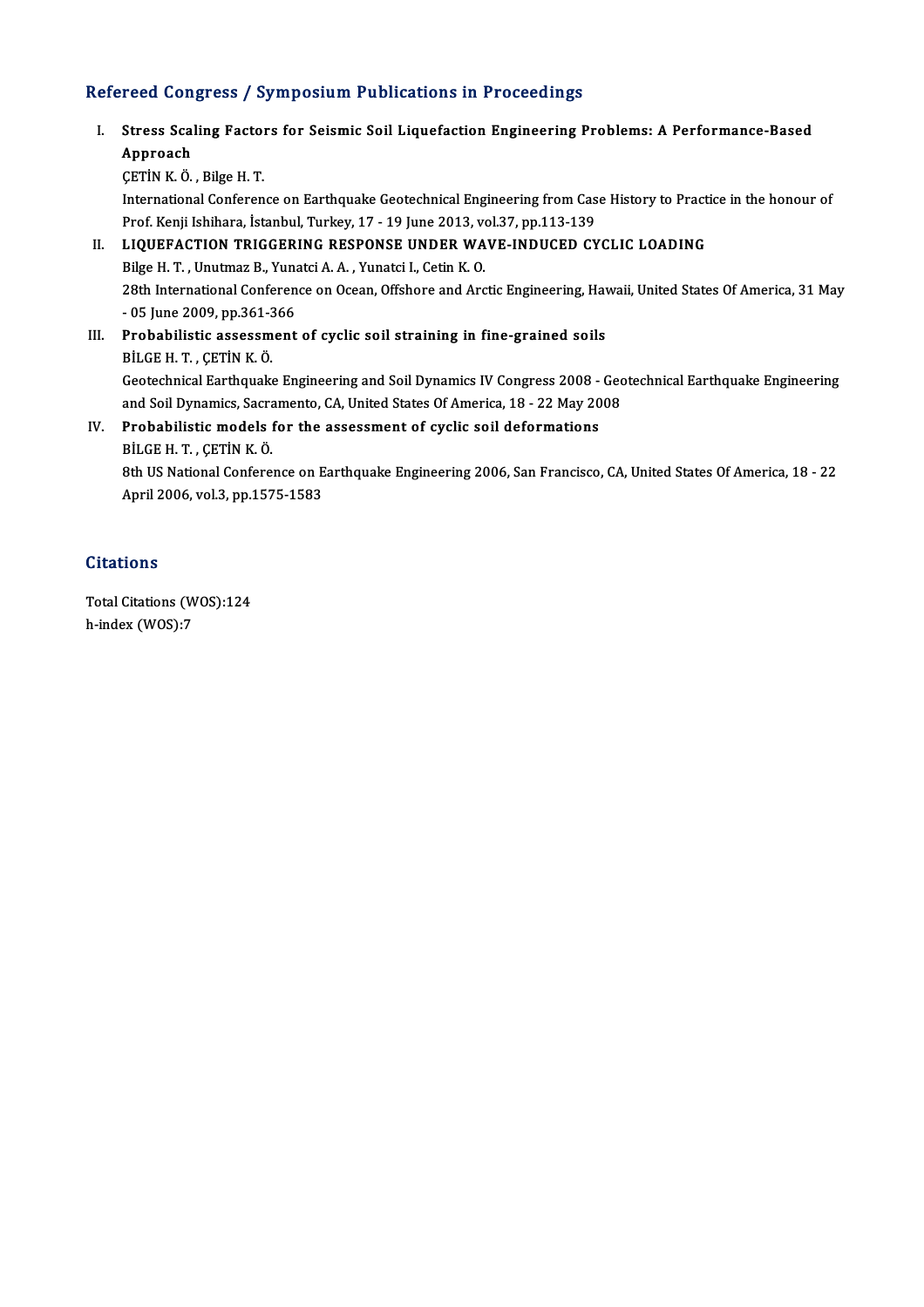## Refereed Congress / Symposium Publications in Proceedings

I. **Stress Scaling Factors for Seismic Soil Liquefaction Engineering Problems: A Performance-Based Approach**
   ÇETİN K. Ö. , Bilge H. T.
   International Conference on Earthquake Geotechnical Engineering from Case History to Practice in the honour of Prof. Kenji Ishihara, İstanbul, Turkey, 17 - 19 June 2013, vol.37, pp.113-139

II. **LIQUEFACTION TRIGGERING RESPONSE UNDER WAVE-INDUCED CYCLIC LOADING**
   Bilge H. T. , Unutmaz B., Yunatci A. A. , Yunatci I., Cetin K. O.
   28th International Conference on Ocean, Offshore and Arctic Engineering, Hawaii, United States Of America, 31 May - 05 June 2009, pp.361-366

III. **Probabilistic assessment of cyclic soil straining in fine-grained soils**
   BİLGE H. T. , ÇETİN K. Ö.
   Geotechnical Earthquake Engineering and Soil Dynamics IV Congress 2008 - Geotechnical Earthquake Engineering and Soil Dynamics, Sacramento, CA, United States Of America, 18 - 22 May 2008

IV. **Probabilistic models for the assessment of cyclic soil deformations**
   BİLGE H. T. , ÇETİN K. Ö.
   8th US National Conference on Earthquake Engineering 2006, San Francisco, CA, United States Of America, 18 - 22 April 2006, vol.3, pp.1575-1583

## Citations

Total Citations (WOS):124
h-index (WOS):7